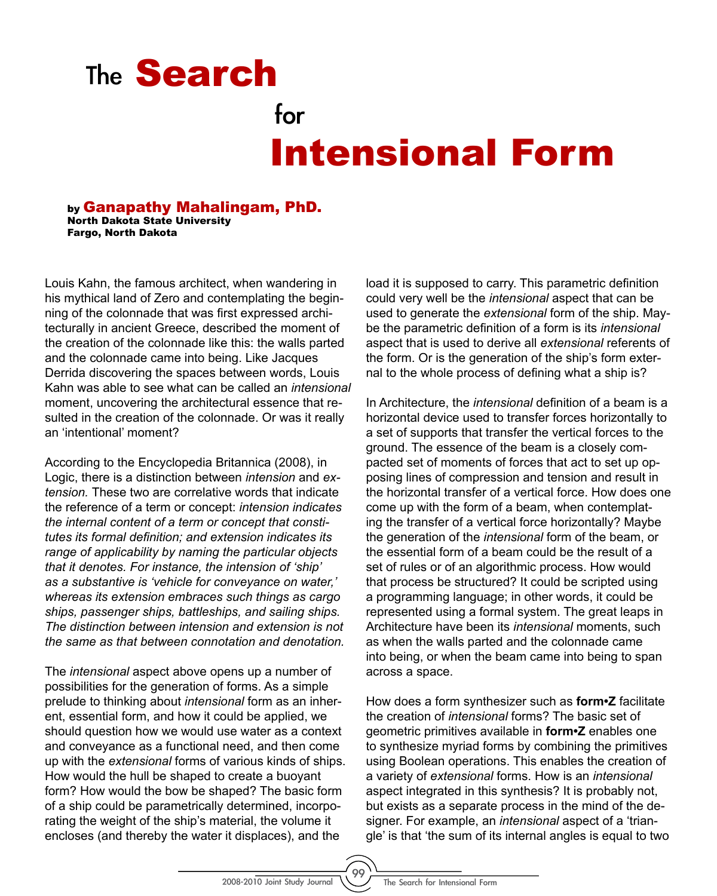# The Search for Intensional Form

**by Ganapathy Mahalingam, PhD.**
**North Dakota State University**
**Fargo, North Dakota**

Louis Kahn, the famous architect, when wandering in his mythical land of Zero and contemplating the beginning of the colonnade that was first expressed architecturally in ancient Greece, described the moment of the creation of the colonnade like this: the walls parted and the colonnade came into being. Like Jacques Derrida discovering the spaces between words, Louis Kahn was able to see what can be called an *intensional* moment, uncovering the architectural essence that resulted in the creation of the colonnade. Or was it really an 'intentional' moment?

According to the Encyclopedia Britannica (2008), in Logic, there is a distinction between *intension* and *extension.* These two are correlative words that indicate the reference of a term or concept: *intension indicates the internal content of a term or concept that constitutes its formal definition; and extension indicates its range of applicability by naming the particular objects that it denotes. For instance, the intension of 'ship' as a substantive is 'vehicle for conveyance on water,' whereas its extension embraces such things as cargo ships, passenger ships, battleships, and sailing ships. The distinction between intension and extension is not the same as that between connotation and denotation.*

The *intensional* aspect above opens up a number of possibilities for the generation of forms. As a simple prelude to thinking about *intensional* form as an inherent, essential form, and how it could be applied, we should question how we would use water as a context and conveyance as a functional need, and then come up with the *extensional* forms of various kinds of ships. How would the hull be shaped to create a buoyant form? How would the bow be shaped? The basic form of a ship could be parametrically determined, incorporating the weight of the ship's material, the volume it encloses (and thereby the water it displaces), and the load it is supposed to carry. This parametric definition could very well be the *intensional* aspect that can be used to generate the *extensional* form of the ship. Maybe the parametric definition of a form is its *intensional* aspect that is used to derive all *extensional* referents of the form. Or is the generation of the ship's form external to the whole process of defining what a ship is?

In Architecture, the *intensional* definition of a beam is a horizontal device used to transfer forces horizontally to a set of supports that transfer the vertical forces to the ground. The essence of the beam is a closely compacted set of moments of forces that act to set up opposing lines of compression and tension and result in the horizontal transfer of a vertical force. How does one come up with the form of a beam, when contemplating the transfer of a vertical force horizontally? Maybe the generation of the *intensional* form of the beam, or the essential form of a beam could be the result of a set of rules or of an algorithmic process. How would that process be structured? It could be scripted using a programming language; in other words, it could be represented using a formal system. The great leaps in Architecture have been its *intensional* moments, such as when the walls parted and the colonnade came into being, or when the beam came into being to span across a space.

How does a form synthesizer such as **form•Z** facilitate the creation of *intensional* forms? The basic set of geometric primitives available in **form•Z** enables one to synthesize myriad forms by combining the primitives using Boolean operations. This enables the creation of a variety of *extensional* forms. How is an *intensional* aspect integrated in this synthesis? It is probably not, but exists as a separate process in the mind of the designer. For example, an *intensional* aspect of a 'triangle' is that 'the sum of its internal angles is equal to two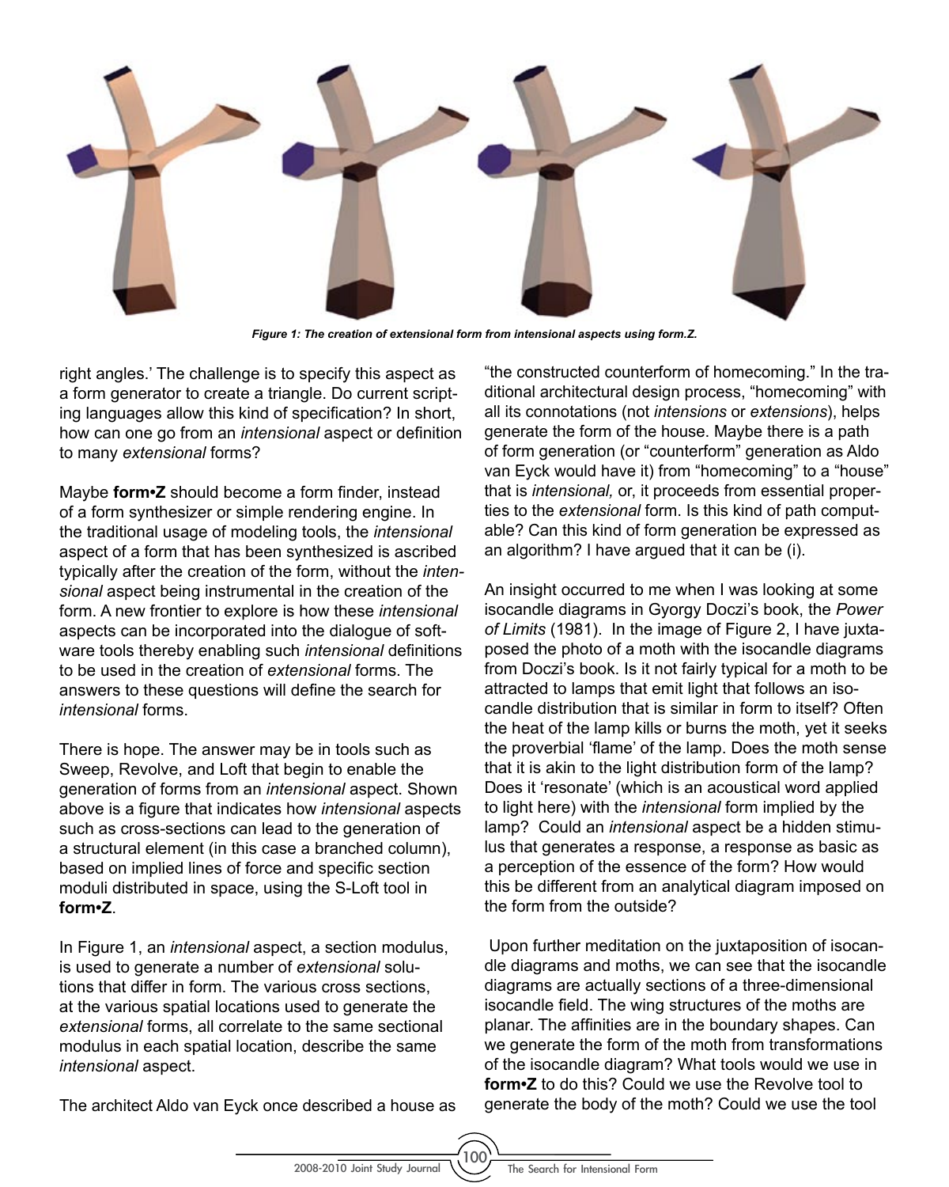*Figure 1: The creation of extensional form from intensional aspects using form.Z.*

right angles.' The challenge is to specify this aspect as a form generator to create a triangle. Do current scripting languages allow this kind of specification? In short, how can one go from an *intensional* aspect or definition to many *extensional* forms?

Maybe **form•Z** should become a form finder, instead of a form synthesizer or simple rendering engine. In the traditional usage of modeling tools, the *intensional* aspect of a form that has been synthesized is ascribed typically after the creation of the form, without the *intensional* aspect being instrumental in the creation of the form. A new frontier to explore is how these *intensional* aspects can be incorporated into the dialogue of software tools thereby enabling such *intensional* definitions to be used in the creation of *extensional* forms. The answers to these questions will define the search for *intensional* forms.

There is hope. The answer may be in tools such as Sweep, Revolve, and Loft that begin to enable the generation of forms from an *intensional* aspect. Shown above is a figure that indicates how *intensional* aspects such as cross-sections can lead to the generation of a structural element (in this case a branched column), based on implied lines of force and specific section moduli distributed in space, using the S-Loft tool in **form•Z**.

In Figure 1, an *intensional* aspect, a section modulus, is used to generate a number of *extensional* solutions that differ in form. The various cross sections, at the various spatial locations used to generate the *extensional* forms, all correlate to the same sectional modulus in each spatial location, describe the same *intensional* aspect.

The architect Aldo van Eyck once described a house as "the constructed counterform of homecoming." In the traditional architectural design process, "homecoming" with all its connotations (not *intensions* or *extensions*), helps generate the form of the house. Maybe there is a path of form generation (or "counterform" generation as Aldo van Eyck would have it) from "homecoming" to a "house" that is *intensional,* or, it proceeds from essential properties to the *extensional* form. Is this kind of path computable? Can this kind of form generation be expressed as an algorithm? I have argued that it can be (i).

An insight occurred to me when I was looking at some isocandle diagrams in Gyorgy Doczi's book, the *Power of Limits* (1981). In the image of Figure 2, I have juxtaposed the photo of a moth with the isocandle diagrams from Doczi's book. Is it not fairly typical for a moth to be attracted to lamps that emit light that follows an isocandle distribution that is similar in form to itself? Often the heat of the lamp kills or burns the moth, yet it seeks the proverbial 'flame' of the lamp. Does the moth sense that it is akin to the light distribution form of the lamp? Does it 'resonate' (which is an acoustical word applied to light here) with the *intensional* form implied by the lamp? Could an *intensional* aspect be a hidden stimulus that generates a response, a response as basic as a perception of the essence of the form? How would this be different from an analytical diagram imposed on the form from the outside?

Upon further meditation on the juxtaposition of isocandle diagrams and moths, we can see that the isocandle diagrams are actually sections of a three-dimensional isocandle field. The wing structures of the moths are planar. The affinities are in the boundary shapes. Can we generate the form of the moth from transformations of the isocandle diagram? What tools would we use in **form•Z** to do this? Could we use the Revolve tool to generate the body of the moth? Could we use the tool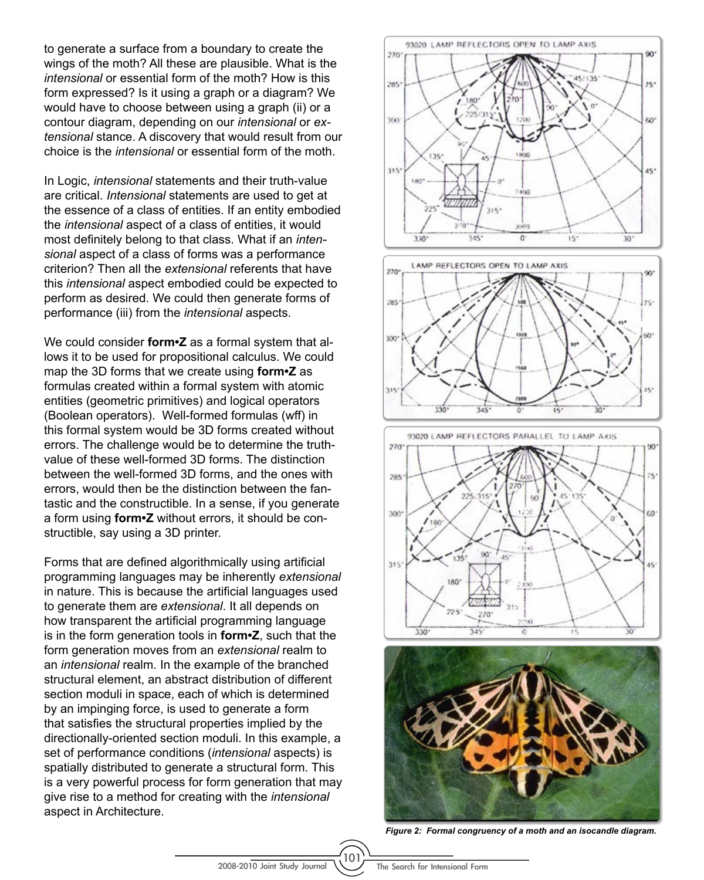to generate a surface from a boundary to create the wings of the moth? All these are plausible. What is the *intensional* or essential form of the moth? How is this form expressed? Is it using a graph or a diagram? We would have to choose between using a graph (ii) or a contour diagram, depending on our *intensional* or *extensional* stance. A discovery that would result from our choice is the *intensional* or essential form of the moth.

In Logic, *intensional* statements and their truth-value are critical. *Intensional* statements are used to get at the essence of a class of entities. If an entity embodied the *intensional* aspect of a class of entities, it would most definitely belong to that class. What if an *intensional* aspect of a class of forms was a performance criterion? Then all the *extensional* referents that have this *intensional* aspect embodied could be expected to perform as desired. We could then generate forms of performance (iii) from the *intensional* aspects.

We could consider **form•Z** as a formal system that allows it to be used for propositional calculus. We could map the 3D forms that we create using **form•Z** as formulas created within a formal system with atomic entities (geometric primitives) and logical operators (Boolean operators). Well-formed formulas (wff) in this formal system would be 3D forms created without errors. The challenge would be to determine the truth-value of these well-formed 3D forms. The distinction between the well-formed 3D forms, and the ones with errors, would then be the distinction between the fantastic and the constructible. In a sense, if you generate a form using **form•Z** without errors, it should be constructible, say using a 3D printer.

Forms that are defined algorithmically using artificial programming languages may be inherently *extensional* in nature. This is because the artificial languages used to generate them are *extensional*. It all depends on how transparent the artificial programming language is in the form generation tools in **form•Z**, such that the form generation moves from an *extensional* realm to an *intensional* realm. In the example of the branched structural element, an abstract distribution of different section moduli in space, each of which is determined by an impinging force, is used to generate a form that satisfies the structural properties implied by the directionally-oriented section moduli. In this example, a set of performance conditions (*intensional* aspects) is spatially distributed to generate a structural form. This is a very powerful process for form generation that may give rise to a method for creating with the *intensional* aspect in Architecture.

***Figure 2: Formal congruency of a moth and an isocandle diagram.***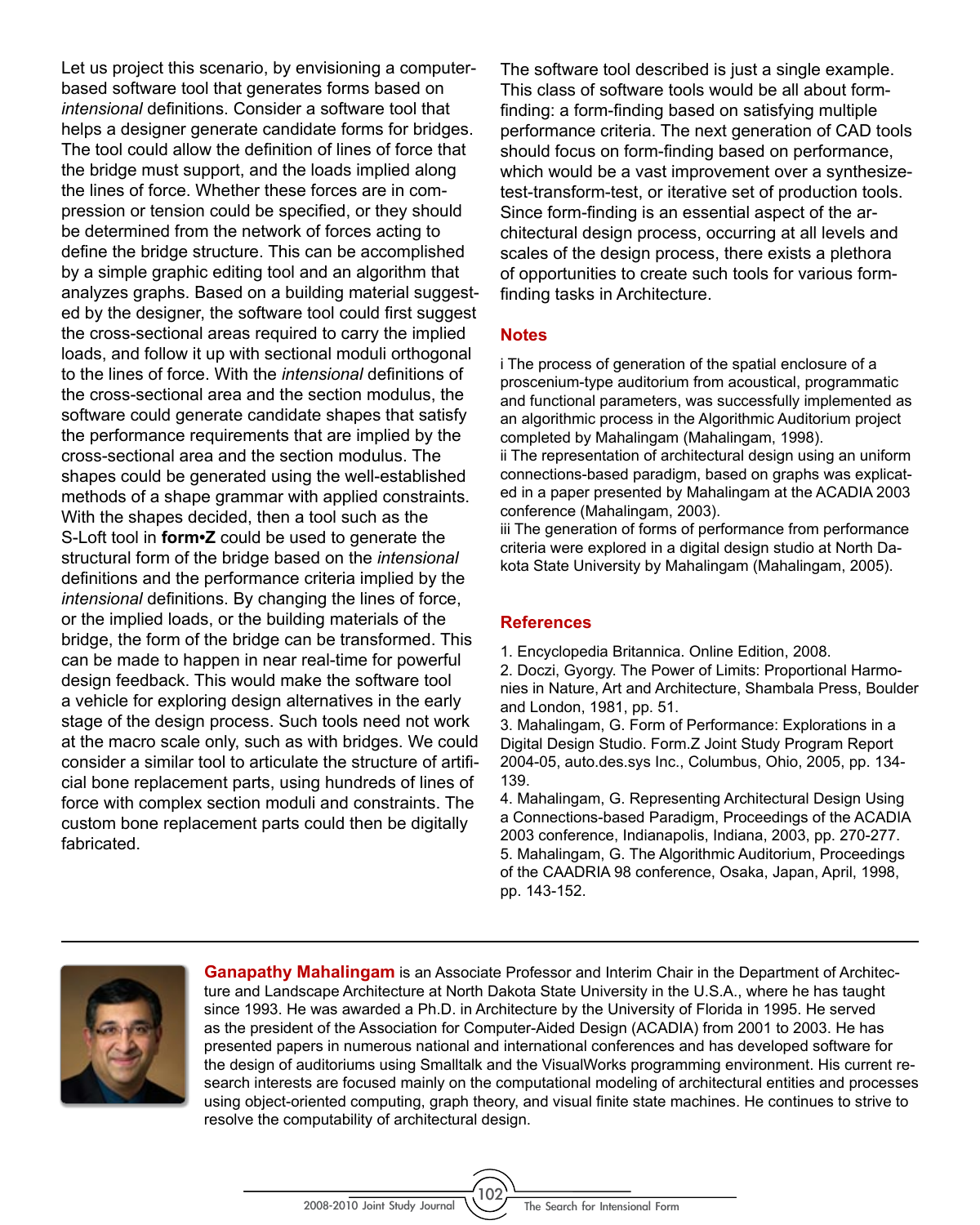Let us project this scenario, by envisioning a computer-based software tool that generates forms based on *intensional* definitions. Consider a software tool that helps a designer generate candidate forms for bridges. The tool could allow the definition of lines of force that the bridge must support, and the loads implied along the lines of force. Whether these forces are in compression or tension could be specified, or they should be determined from the network of forces acting to define the bridge structure. This can be accomplished by a simple graphic editing tool and an algorithm that analyzes graphs. Based on a building material suggested by the designer, the software tool could first suggest the cross-sectional areas required to carry the implied loads, and follow it up with sectional moduli orthogonal to the lines of force. With the *intensional* definitions of the cross-sectional area and the section modulus, the software could generate candidate shapes that satisfy the performance requirements that are implied by the cross-sectional area and the section modulus. The shapes could be generated using the well-established methods of a shape grammar with applied constraints. With the shapes decided, then a tool such as the S-Loft tool in **form•Z** could be used to generate the structural form of the bridge based on the *intensional* definitions and the performance criteria implied by the *intensional* definitions. By changing the lines of force, or the implied loads, or the building materials of the bridge, the form of the bridge can be transformed. This can be made to happen in near real-time for powerful design feedback. This would make the software tool a vehicle for exploring design alternatives in the early stage of the design process. Such tools need not work at the macro scale only, such as with bridges. We could consider a similar tool to articulate the structure of artificial bone replacement parts, using hundreds of lines of force with complex section moduli and constraints. The custom bone replacement parts could then be digitally fabricated.

The software tool described is just a single example. This class of software tools would be all about form-finding: a form-finding based on satisfying multiple performance criteria. The next generation of CAD tools should focus on form-finding based on performance, which would be a vast improvement over a synthesize-test-transform-test, or iterative set of production tools. Since form-finding is an essential aspect of the architectural design process, occurring at all levels and scales of the design process, there exists a plethora of opportunities to create such tools for various form-finding tasks in Architecture.

## Notes

i The process of generation of the spatial enclosure of a proscenium-type auditorium from acoustical, programmatic and functional parameters, was successfully implemented as an algorithmic process in the Algorithmic Auditorium project completed by Mahalingam (Mahalingam, 1998).
ii The representation of architectural design using an uniform connections-based paradigm, based on graphs was explicated in a paper presented by Mahalingam at the ACADIA 2003 conference (Mahalingam, 2003).
iii The generation of forms of performance from performance criteria were explored in a digital design studio at North Dakota State University by Mahalingam (Mahalingam, 2005).

## References

1. Encyclopedia Britannica. Online Edition, 2008.
2. Doczi, Gyorgy. The Power of Limits: Proportional Harmonies in Nature, Art and Architecture, Shambala Press, Boulder and London, 1981, pp. 51.
3. Mahalingam, G. Form of Performance: Explorations in a Digital Design Studio. Form.Z Joint Study Program Report 2004-05, auto.des.sys Inc., Columbus, Ohio, 2005, pp. 134-139.
4. Mahalingam, G. Representing Architectural Design Using a Connections-based Paradigm, Proceedings of the ACADIA 2003 conference, Indianapolis, Indiana, 2003, pp. 270-277.
5. Mahalingam, G. The Algorithmic Auditorium, Proceedings of the CAADRIA 98 conference, Osaka, Japan, April, 1998, pp. 143-152.

---

**Ganapathy Mahalingam** is an Associate Professor and Interim Chair in the Department of Architecture and Landscape Architecture at North Dakota State University in the U.S.A., where he has taught since 1993. He was awarded a Ph.D. in Architecture by the University of Florida in 1995. He served as the president of the Association for Computer-Aided Design (ACADIA) from 2001 to 2003. He has presented papers in numerous national and international conferences and has developed software for the design of auditoriums using Smalltalk and the VisualWorks programming environment. His current research interests are focused mainly on the computational modeling of architectural entities and processes using object-oriented computing, graph theory, and visual finite state machines. He continues to strive to resolve the computability of architectural design.